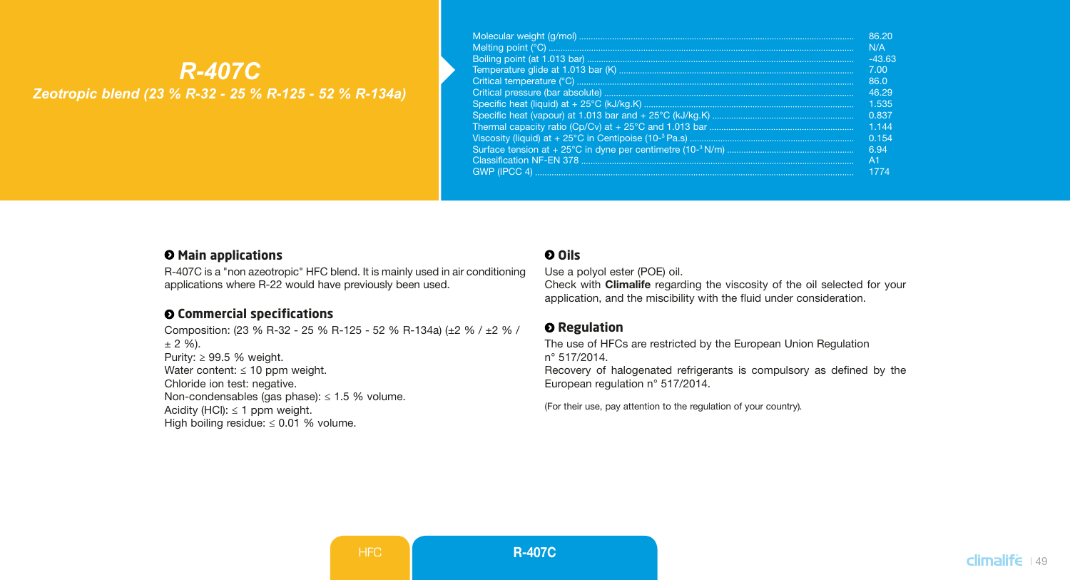# R-407C

*Zeotropic blend (23 % R-32 - 25 % R-125 - 52 % R-134a)*

| Property | Value |
| --- | --- |
| Molecular weight (g/mol) | 86.20 |
| Melting point (°C) | N/A |
| Boiling point (at 1.013 bar) | -43.63 |
| Temperature glide at 1.013 bar (K) | 7.00 |
| Critical temperature (°C) | 86.0 |
| Critical pressure (bar absolute) | 46.29 |
| Specific heat (liquid) at + 25°C (kJ/kg.K) | 1.535 |
| Specific heat (vapour) at 1.013 bar and + 25°C (kJ/kg.K) | 0.837 |
| Thermal capacity ratio (Cp/Cv) at + 25°C and 1.013 bar | 1.144 |
| Viscosity (liquid) at + 25°C in Centipoise ($10^{-3}$ Pa.s) | 0.154 |
| Surface tension at + 25°C in dyne per centimetre ($10^{-3}$ N/m) | 6.94 |
| Classification NF-EN 378 | A1 |
| GWP (IPCC 4) | 1774 |

## Main applications

R-407C is a "non azeotropic" HFC blend. It is mainly used in air conditioning applications where R-22 would have previously been used.

## Commercial specifications

Composition: (23 % R-32 - 25 % R-125 - 52 % R-134a) (±2 % / ±2 % / ± 2 %).
Purity: ≥ 99.5 % weight.
Water content: ≤ 10 ppm weight.
Chloride ion test: negative.
Non-condensables (gas phase): ≤ 1.5 % volume.
Acidity (HCl): ≤ 1 ppm weight.
High boiling residue: ≤ 0.01 % volume.

## Oils

Use a polyol ester (POE) oil.
Check with **Climalife** regarding the viscosity of the oil selected for your application, and the miscibility with the fluid under consideration.

## Regulation

The use of HFCs are restricted by the European Union Regulation n° 517/2014.
Recovery of halogenated refrigerants is compulsory as defined by the European regulation n° 517/2014.

(For their use, pay attention to the regulation of your country).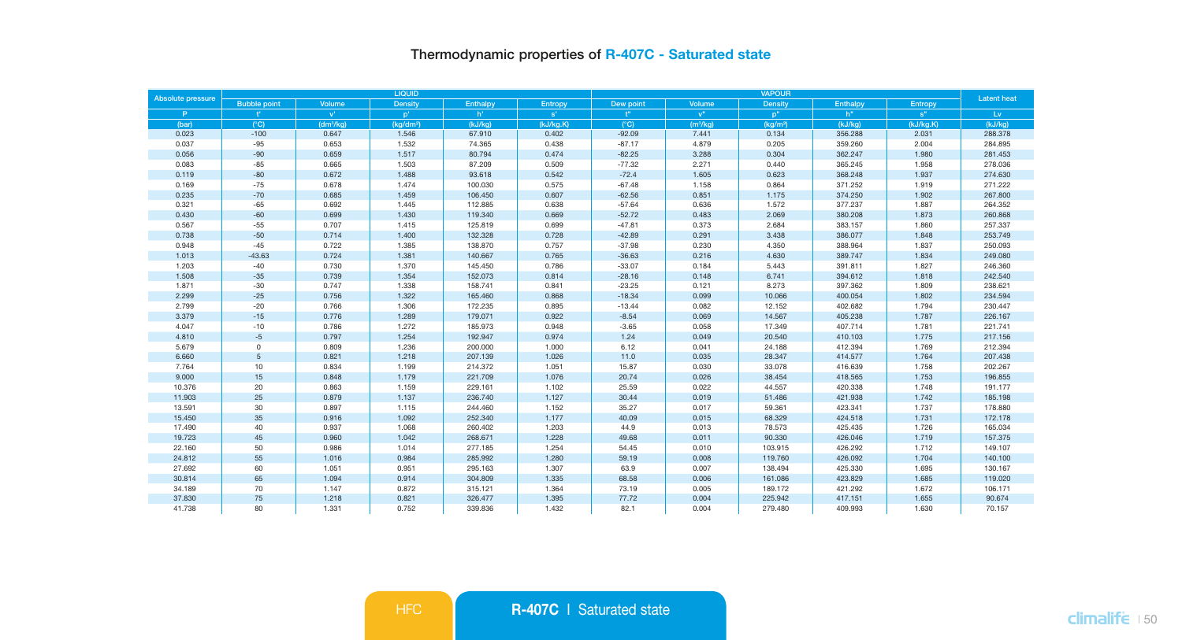## Thermodynamic properties of R-407C - Saturated state

| Absolute pressure | LIQUID | | | | | VAPOUR | | | | | Latent heat |
|---|---|---|---|---|---|---|---|---|---|---|---|
| | Bubble point | Volume | Density | Enthalpy | Entropy | Dew point | Volume | Density | Enthalpy | Entropy | |
| P | t' | v' | ρ' | h' | s' | t" | v" | ρ" | h" | s" | Lv |
| (bar) | (°C) | (dm³/kg) | (kg/dm³) | (kJ/kg) | (kJ/kg.K) | (°C) | (m³/kg) | (kg/m³) | (kJ/kg) | (kJ/kg.K) | (kJ/kg) |
| 0.023 | -100 | 0.647 | 1.546 | 67.910 | 0.402 | -92.09 | 7.441 | 0.134 | 356.288 | 2.031 | 288.378 |
| 0.037 | -95 | 0.653 | 1.532 | 74.365 | 0.438 | -87.17 | 4.879 | 0.205 | 359.260 | 2.004 | 284.895 |
| 0.056 | -90 | 0.659 | 1.517 | 80.794 | 0.474 | -82.25 | 3.288 | 0.304 | 362.247 | 1.980 | 281.453 |
| 0.083 | -85 | 0.665 | 1.503 | 87.209 | 0.509 | -77.32 | 2.271 | 0.440 | 365.245 | 1.958 | 278.036 |
| 0.119 | -80 | 0.672 | 1.488 | 93.618 | 0.542 | -72.4 | 1.605 | 0.623 | 368.248 | 1.937 | 274.630 |
| 0.169 | -75 | 0.678 | 1.474 | 100.030 | 0.575 | -67.48 | 1.158 | 0.864 | 371.252 | 1.919 | 271.222 |
| 0.235 | -70 | 0.685 | 1.459 | 106.450 | 0.607 | -62.56 | 0.851 | 1.175 | 374.250 | 1.902 | 267.800 |
| 0.321 | -65 | 0.692 | 1.445 | 112.885 | 0.638 | -57.64 | 0.636 | 1.572 | 377.237 | 1.887 | 264.352 |
| 0.430 | -60 | 0.699 | 1.430 | 119.340 | 0.669 | -52.72 | 0.483 | 2.069 | 380.208 | 1.873 | 260.868 |
| 0.567 | -55 | 0.707 | 1.415 | 125.819 | 0.699 | -47.81 | 0.373 | 2.684 | 383.157 | 1.860 | 257.337 |
| 0.738 | -50 | 0.714 | 1.400 | 132.328 | 0.728 | -42.89 | 0.291 | 3.438 | 386.077 | 1.848 | 253.749 |
| 0.948 | -45 | 0.722 | 1.385 | 138.870 | 0.757 | -37.98 | 0.230 | 4.350 | 388.964 | 1.837 | 250.093 |
| 1.013 | -43.63 | 0.724 | 1.381 | 140.667 | 0.765 | -36.63 | 0.216 | 4.630 | 389.747 | 1.834 | 249.080 |
| 1.203 | -40 | 0.730 | 1.370 | 145.450 | 0.786 | -33.07 | 0.184 | 5.443 | 391.811 | 1.827 | 246.360 |
| 1.508 | -35 | 0.739 | 1.354 | 152.073 | 0.814 | -28.16 | 0.148 | 6.741 | 394.612 | 1.818 | 242.540 |
| 1.871 | -30 | 0.747 | 1.338 | 158.741 | 0.841 | -23.25 | 0.121 | 8.273 | 397.362 | 1.809 | 238.621 |
| 2.299 | -25 | 0.756 | 1.322 | 165.460 | 0.868 | -18.34 | 0.099 | 10.066 | 400.054 | 1.802 | 234.594 |
| 2.799 | -20 | 0.766 | 1.306 | 172.235 | 0.895 | -13.44 | 0.082 | 12.152 | 402.682 | 1.794 | 230.447 |
| 3.379 | -15 | 0.776 | 1.289 | 179.071 | 0.922 | -8.54 | 0.069 | 14.567 | 405.238 | 1.787 | 226.167 |
| 4.047 | -10 | 0.786 | 1.272 | 185.973 | 0.948 | -3.65 | 0.058 | 17.349 | 407.714 | 1.781 | 221.741 |
| 4.810 | -5 | 0.797 | 1.254 | 192.947 | 0.974 | 1.24 | 0.049 | 20.540 | 410.103 | 1.775 | 217.156 |
| 5.679 | 0 | 0.809 | 1.236 | 200.000 | 1.000 | 6.12 | 0.041 | 24.188 | 412.394 | 1.769 | 212.394 |
| 6.660 | 5 | 0.821 | 1.218 | 207.139 | 1.026 | 11.0 | 0.035 | 28.347 | 414.577 | 1.764 | 207.438 |
| 7.764 | 10 | 0.834 | 1.199 | 214.372 | 1.051 | 15.87 | 0.030 | 33.078 | 416.639 | 1.758 | 202.267 |
| 9.000 | 15 | 0.848 | 1.179 | 221.709 | 1.076 | 20.74 | 0.026 | 38.454 | 418.565 | 1.753 | 196.855 |
| 10.376 | 20 | 0.863 | 1.159 | 229.161 | 1.102 | 25.59 | 0.022 | 44.557 | 420.338 | 1.748 | 191.177 |
| 11.903 | 25 | 0.879 | 1.137 | 236.740 | 1.127 | 30.44 | 0.019 | 51.486 | 421.938 | 1.742 | 185.198 |
| 13.591 | 30 | 0.897 | 1.115 | 244.460 | 1.152 | 35.27 | 0.017 | 59.361 | 423.341 | 1.737 | 178.880 |
| 15.450 | 35 | 0.916 | 1.092 | 252.340 | 1.177 | 40.09 | 0.015 | 68.329 | 424.518 | 1.731 | 172.178 |
| 17.490 | 40 | 0.937 | 1.068 | 260.402 | 1.203 | 44.9 | 0.013 | 78.573 | 425.435 | 1.726 | 165.034 |
| 19.723 | 45 | 0.960 | 1.042 | 268.671 | 1.228 | 49.68 | 0.011 | 90.330 | 426.046 | 1.719 | 157.375 |
| 22.160 | 50 | 0.986 | 1.014 | 277.185 | 1.254 | 54.45 | 0.010 | 103.915 | 426.292 | 1.712 | 149.107 |
| 24.812 | 55 | 1.016 | 0.984 | 285.992 | 1.280 | 59.19 | 0.008 | 119.760 | 426.092 | 1.704 | 140.100 |
| 27.692 | 60 | 1.051 | 0.951 | 295.163 | 1.307 | 63.9 | 0.007 | 138.494 | 425.330 | 1.695 | 130.167 |
| 30.814 | 65 | 1.094 | 0.914 | 304.809 | 1.335 | 68.58 | 0.006 | 161.086 | 423.829 | 1.685 | 119.020 |
| 34.189 | 70 | 1.147 | 0.872 | 315.121 | 1.364 | 73.19 | 0.005 | 189.172 | 421.292 | 1.672 | 106.171 |
| 37.830 | 75 | 1.218 | 0.821 | 326.477 | 1.395 | 77.72 | 0.004 | 225.942 | 417.151 | 1.655 | 90.674 |
| 41.738 | 80 | 1.331 | 0.752 | 339.836 | 1.432 | 82.1 | 0.004 | 279.480 | 409.993 | 1.630 | 70.157 |

HFC | **R-407C** | Saturated state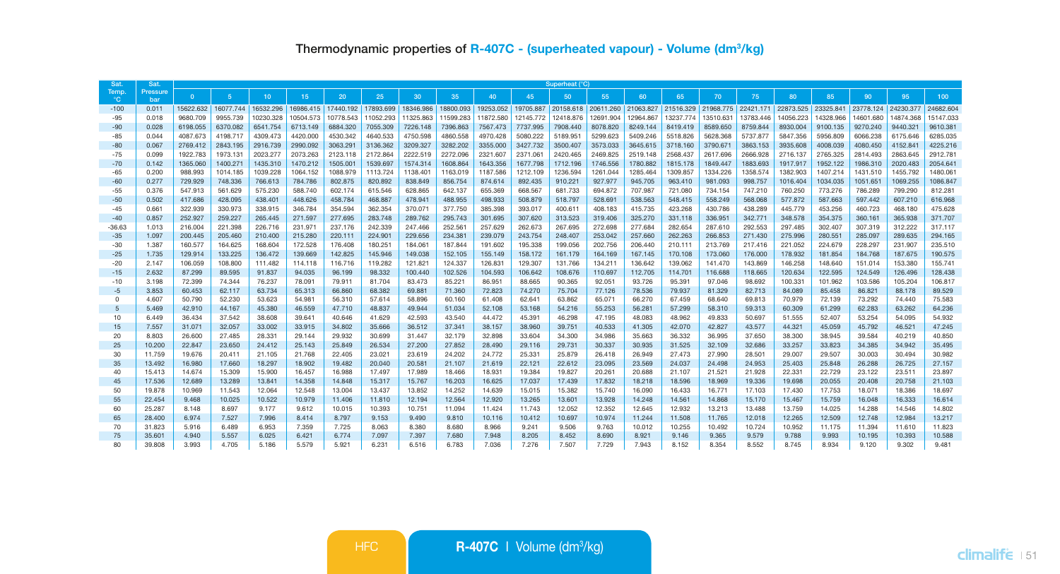# Thermodynamic properties of R-407C - (superheated vapour) - Volume (dm³/kg)

| Sat. Temp. °C | Sat. Pressure bar | Superheat (°C) | | | | | | | | | | | | | | | | | | | | |
|---|---|---|---|---|---|---|---|---|---|---|---|---|---|---|---|---|---|---|---|---|---|---|
| | | 0 | 5 | 10 | 15 | 20 | 25 | 30 | 35 | 40 | 45 | 50 | 55 | 60 | 65 | 70 | 75 | 80 | 85 | 90 | 95 | 100 |
| -100 | 0.011 | 15622.632 | 16077.744 | 16532.296 | 16986.415 | 17440.192 | 17893.699 | 18346.986 | 18800.093 | 19253.052 | 19705.887 | 20158.618 | 20611.260 | 21063.827 | 21516.329 | 21968.775 | 22421.171 | 22873.525 | 23325.841 | 23778.124 | 24230.377 | 24682.604 |
| -95 | 0.018 | 9680.709 | 9955.739 | 10230.328 | 10504.573 | 10778.543 | 11052.293 | 11325.863 | 11599.283 | 11872.580 | 12145.772 | 12418.876 | 12691.904 | 12964.867 | 13237.774 | 13510.631 | 13783.446 | 14056.223 | 14328.966 | 14601.680 | 14874.368 | 15147.033 |
| -90 | 0.028 | 6198.055 | 6370.082 | 6541.754 | 6713.149 | 6884.320 | 7055.309 | 7226.148 | 7396.863 | 7567.473 | 7737.995 | 7908.440 | 8078.820 | 8249.144 | 8419.419 | 8589.650 | 8759.844 | 8930.004 | 9100.135 | 9270.240 | 9440.321 | 9610.381 |
| -85 | 0.044 | 4087.673 | 4198.717 | 4309.473 | 4420.000 | 4530.342 | 4640.533 | 4750.598 | 4860.558 | 4970.428 | 5080.222 | 5189.951 | 5299.623 | 5409.246 | 5518.826 | 5628.368 | 5737.877 | 5847.356 | 5956.809 | 6066.238 | 6175.646 | 6285.035 |
| -80 | 0.067 | 2769.412 | 2843.195 | 2916.739 | 2990.092 | 3063.291 | 3136.362 | 3209.327 | 3282.202 | 3355.000 | 3427.732 | 3500.407 | 3573.033 | 3645.615 | 3718.160 | 3790.671 | 3863.153 | 3935.608 | 4008.039 | 4080.450 | 4152.841 | 4225.216 |
| -75 | 0.099 | 1922.783 | 1973.131 | 2023.277 | 2073.263 | 2123.118 | 2172.864 | 2222.519 | 2272.096 | 2321.607 | 2371.061 | 2420.465 | 2469.825 | 2519.148 | 2568.437 | 2617.696 | 2666.928 | 2716.137 | 2765.325 | 2814.493 | 2863.645 | 2912.781 |
| -70 | 0.142 | 1365.060 | 1400.271 | 1435.310 | 1470.212 | 1505.001 | 1539.697 | 1574.314 | 1608.864 | 1643.356 | 1677.798 | 1712.196 | 1746.556 | 1780.882 | 1815.178 | 1849.447 | 1883.693 | 1917.917 | 1952.122 | 1986.310 | 2020.483 | 2054.641 |
| -65 | 0.200 | 988.993 | 1014.185 | 1039.228 | 1064.152 | 1088.979 | 1113.724 | 1138.401 | 1163.019 | 1187.586 | 1212.109 | 1236.594 | 1261.044 | 1285.464 | 1309.857 | 1334.226 | 1358.574 | 1382.903 | 1407.214 | 1431.510 | 1455.792 | 1480.061 |
| -60 | 0.277 | 729.929 | 748.336 | 766.613 | 784.786 | 802.875 | 820.892 | 838.849 | 856.754 | 874.614 | 892.435 | 910.221 | 927.977 | 945.705 | 963.410 | 981.093 | 998.757 | 1016.404 | 1034.035 | 1051.651 | 1069.255 | 1086.847 |
| -55 | 0.376 | 547.913 | 561.629 | 575.230 | 588.740 | 602.174 | 615.546 | 628.865 | 642.137 | 655.369 | 668.567 | 681.733 | 694.872 | 707.987 | 721.080 | 734.154 | 747.210 | 760.250 | 773.276 | 786.289 | 799.290 | 812.281 |
| -50 | 0.502 | 417.686 | 428.095 | 438.401 | 448.626 | 458.784 | 468.887 | 478.941 | 488.955 | 498.933 | 508.879 | 518.797 | 528.691 | 538.563 | 548.415 | 558.249 | 568.068 | 577.872 | 587.663 | 597.442 | 607.210 | 616.968 |
| -45 | 0.661 | 322.939 | 330.973 | 338.915 | 346.784 | 354.594 | 362.354 | 370.071 | 377.750 | 385.398 | 393.017 | 400.611 | 408.183 | 415.735 | 423.268 | 430.786 | 438.289 | 445.779 | 453.256 | 460.723 | 468.180 | 475.628 |
| -40 | 0.857 | 252.927 | 259.227 | 265.445 | 271.597 | 277.695 | 283.748 | 289.762 | 295.743 | 301.695 | 307.620 | 313.523 | 319.406 | 325.270 | 331.118 | 336.951 | 342.771 | 348.578 | 354.375 | 360.161 | 365.938 | 371.707 |
| -36.63 | 1.013 | 216.004 | 221.398 | 226.716 | 231.971 | 237.176 | 242.339 | 247.466 | 252.561 | 257.629 | 262.673 | 267.695 | 272.698 | 277.684 | 282.654 | 287.610 | 292.553 | 297.485 | 302.407 | 307.319 | 312.222 | 317.117 |
| -35 | 1.097 | 200.445 | 205.460 | 210.400 | 215.280 | 220.111 | 224.901 | 229.656 | 234.381 | 239.079 | 243.754 | 248.407 | 253.042 | 257.660 | 262.263 | 266.853 | 271.430 | 275.996 | 280.551 | 285.097 | 289.635 | 294.165 |
| -30 | 1.387 | 160.577 | 164.625 | 168.604 | 172.528 | 176.408 | 180.251 | 184.061 | 187.844 | 191.602 | 195.338 | 199.056 | 202.756 | 206.440 | 210.111 | 213.769 | 217.416 | 221.052 | 224.679 | 228.297 | 231.907 | 235.510 |
| -25 | 1.735 | 129.914 | 133.225 | 136.472 | 139.669 | 142.825 | 145.946 | 149.038 | 152.105 | 155.149 | 158.172 | 161.179 | 164.169 | 167.145 | 170.108 | 173.060 | 176.000 | 178.932 | 181.854 | 184.768 | 187.675 | 190.575 |
| -20 | 2.147 | 106.059 | 108.800 | 111.482 | 114.118 | 116.716 | 119.282 | 121.821 | 124.337 | 126.831 | 129.307 | 131.766 | 134.211 | 136.642 | 139.062 | 141.470 | 143.869 | 146.258 | 148.640 | 151.014 | 153.380 | 155.741 |
| -15 | 2.632 | 87.299 | 89.595 | 91.837 | 94.035 | 96.199 | 98.332 | 100.440 | 102.526 | 104.593 | 106.642 | 108.676 | 110.697 | 112.705 | 114.701 | 116.688 | 118.665 | 120.634 | 122.595 | 124.549 | 126.496 | 128.438 |
| -10 | 3.198 | 72.399 | 74.344 | 76.237 | 78.091 | 79.911 | 81.704 | 83.473 | 85.221 | 86.951 | 88.665 | 90.365 | 92.051 | 93.726 | 95.391 | 97.046 | 98.692 | 100.331 | 101.962 | 103.586 | 105.204 | 106.817 |
| -5 | 3.853 | 60.453 | 62.117 | 63.734 | 65.313 | 66.860 | 68.382 | 69.881 | 71.360 | 72.823 | 74.270 | 75.704 | 77.126 | 78.536 | 79.937 | 81.329 | 82.713 | 84.089 | 85.458 | 86.821 | 88.178 | 89.529 |
| 0 | 4.607 | 50.790 | 52.230 | 53.623 | 54.981 | 56.310 | 57.614 | 58.896 | 60.160 | 61.408 | 62.641 | 63.862 | 65.071 | 66.270 | 67.459 | 68.640 | 69.813 | 70.979 | 72.139 | 73.292 | 74.440 | 75.583 |
| 5 | 5.469 | 42.910 | 44.167 | 45.380 | 46.559 | 47.710 | 48.837 | 49.944 | 51.034 | 52.108 | 53.168 | 54.216 | 55.253 | 56.281 | 57.299 | 58.310 | 59.313 | 60.309 | 61.299 | 62.283 | 63.262 | 64.236 |
| 10 | 6.449 | 36.434 | 37.542 | 38.608 | 39.641 | 40.646 | 41.629 | 42.593 | 43.540 | 44.472 | 45.391 | 46.298 | 47.195 | 48.083 | 48.962 | 49.833 | 50.697 | 51.555 | 52.407 | 53.254 | 54.095 | 54.932 |
| 15 | 7.557 | 31.071 | 32.057 | 33.002 | 33.915 | 34.802 | 35.666 | 36.512 | 37.341 | 38.157 | 38.960 | 39.751 | 40.533 | 41.305 | 42.070 | 42.827 | 43.577 | 44.321 | 45.059 | 45.792 | 46.521 | 47.245 |
| 20 | 8.803 | 26.600 | 27.485 | 28.331 | 29.144 | 29.932 | 30.699 | 31.447 | 32.179 | 32.898 | 33.604 | 34.300 | 34.986 | 35.663 | 36.332 | 36.995 | 37.650 | 38.300 | 38.945 | 39.584 | 40.219 | 40.850 |
| 25 | 10.200 | 22.847 | 23.650 | 24.412 | 25.143 | 25.849 | 26.534 | 27.200 | 27.852 | 28.490 | 29.116 | 29.731 | 30.337 | 30.935 | 31.525 | 32.109 | 32.686 | 33.257 | 33.823 | 34.385 | 34.942 | 35.495 |
| 30 | 11.759 | 19.676 | 20.411 | 21.105 | 21.768 | 22.405 | 23.021 | 23.619 | 24.202 | 24.772 | 25.331 | 25.879 | 26.418 | 26.949 | 27.473 | 27.990 | 28.501 | 29.007 | 29.507 | 30.003 | 30.494 | 30.982 |
| 35 | 13.492 | 16.980 | 17.660 | 18.297 | 18.902 | 19.482 | 20.040 | 20.581 | 21.107 | 21.619 | 22.121 | 22.612 | 23.095 | 23.569 | 24.037 | 24.498 | 24.953 | 25.403 | 25.848 | 26.288 | 26.725 | 27.157 |
| 40 | 15.413 | 14.674 | 15.309 | 15.900 | 16.457 | 16.988 | 17.497 | 17.989 | 18.466 | 18.931 | 19.384 | 19.827 | 20.261 | 20.688 | 21.107 | 21.521 | 21.928 | 22.331 | 22.729 | 23.122 | 23.511 | 23.897 |
| 45 | 17.536 | 12.689 | 13.289 | 13.841 | 14.358 | 14.848 | 15.317 | 15.767 | 16.203 | 16.625 | 17.037 | 17.439 | 17.832 | 18.218 | 18.596 | 18.969 | 19.336 | 19.698 | 20.055 | 20.408 | 20.758 | 21.103 |
| 50 | 19.878 | 10.969 | 11.543 | 12.064 | 12.548 | 13.004 | 13.437 | 13.852 | 14.252 | 14.639 | 15.015 | 15.382 | 15.740 | 16.090 | 16.433 | 16.771 | 17.103 | 17.430 | 17.753 | 18.071 | 18.386 | 18.697 |
| 55 | 22.454 | 9.468 | 10.025 | 10.522 | 10.979 | 11.406 | 11.810 | 12.194 | 12.564 | 12.920 | 13.265 | 13.601 | 13.928 | 14.248 | 14.561 | 14.868 | 15.170 | 15.467 | 15.759 | 16.048 | 16.333 | 16.614 |
| 60 | 25.287 | 8.148 | 8.697 | 9.177 | 9.612 | 10.015 | 10.393 | 10.751 | 11.094 | 11.424 | 11.743 | 12.052 | 12.352 | 12.645 | 12.932 | 13.213 | 13.488 | 13.759 | 14.025 | 14.288 | 14.546 | 14.802 |
| 65 | 28.400 | 6.974 | 7.527 | 7.996 | 8.414 | 8.797 | 9.153 | 9.490 | 9.810 | 10.116 | 10.412 | 10.697 | 10.974 | 11.244 | 11.508 | 11.765 | 12.018 | 12.265 | 12.509 | 12.748 | 12.984 | 13.217 |
| 70 | 31.823 | 5.916 | 6.489 | 6.953 | 7.359 | 7.725 | 8.063 | 8.380 | 8.680 | 8.966 | 9.241 | 9.506 | 9.763 | 10.012 | 10.255 | 10.492 | 10.724 | 10.952 | 11.175 | 11.394 | 11.610 | 11.823 |
| 75 | 35.601 | 4.940 | 5.557 | 6.025 | 6.421 | 6.774 | 7.097 | 7.397 | 7.680 | 7.948 | 8.205 | 8.452 | 8.690 | 8.921 | 9.146 | 9.365 | 9.579 | 9.788 | 9.993 | 10.195 | 10.393 | 10.588 |
| 80 | 39.808 | 3.993 | 4.705 | 5.186 | 5.579 | 5.921 | 6.231 | 6.516 | 6.783 | 7.036 | 7.276 | 7.507 | 7.729 | 7.943 | 8.152 | 8.354 | 8.552 | 8.745 | 8.934 | 9.120 | 9.302 | 9.481 |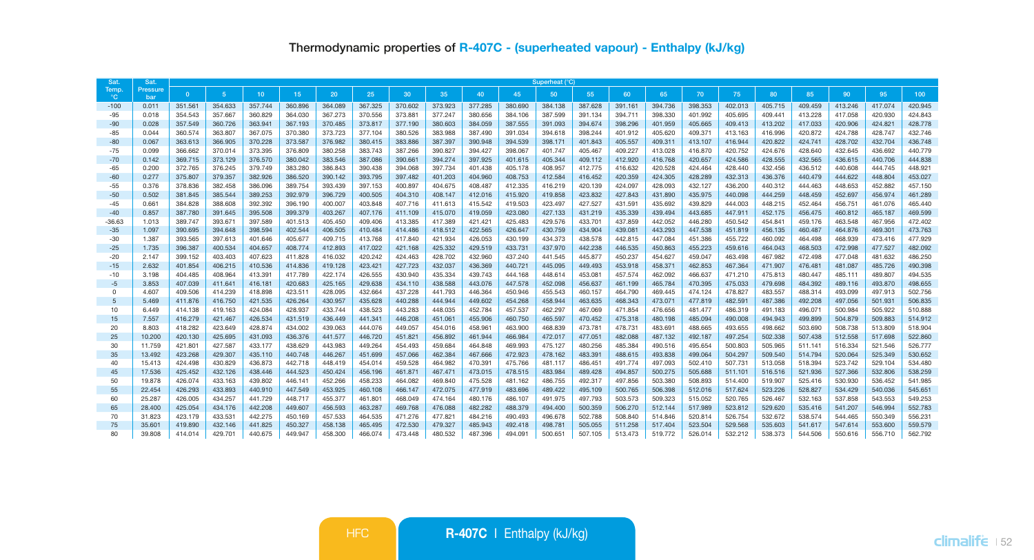## Thermodynamic properties of R-407C - (superheated vapour) - Enthalpy (kJ/kg)

| Sat. Temp. °C | Sat. Pressure bar | Superheat (°C) | | | | | | | | | | | | | | | | | | | | |
|---|---|---|---|---|---|---|---|---|---|---|---|---|---|---|---|---|---|---|---|---|---|---|
| | | 0 | 5 | 10 | 15 | 20 | 25 | 30 | 35 | 40 | 45 | 50 | 55 | 60 | 65 | 70 | 75 | 80 | 85 | 90 | 95 | 100 |
| -100 | 0.011 | 351.561 | 354.633 | 357.744 | 360.896 | 364.089 | 367.325 | 370.602 | 373.923 | 377.285 | 380.690 | 384.138 | 387.628 | 391.161 | 394.736 | 398.353 | 402.013 | 405.715 | 409.459 | 413.246 | 417.074 | 420.945 |
| -95 | 0.018 | 354.543 | 357.667 | 360.829 | 364.030 | 367.273 | 370.556 | 373.881 | 377.247 | 380.656 | 384.106 | 387.599 | 391.134 | 394.711 | 398.330 | 401.992 | 405.695 | 409.441 | 413.228 | 417.058 | 420.930 | 424.843 |
| -90 | 0.028 | 357.549 | 360.726 | 363.941 | 367.193 | 370.485 | 373.817 | 377.190 | 380.603 | 384.059 | 387.555 | 391.093 | 394.674 | 398.296 | 401.959 | 405.665 | 409.413 | 413.202 | 417.033 | 420.906 | 424.821 | 428.778 |
| -85 | 0.044 | 360.574 | 363.807 | 367.075 | 370.380 | 373.723 | 377.104 | 380.526 | 383.988 | 387.490 | 391.034 | 394.618 | 398.244 | 401.912 | 405.620 | 409.371 | 413.163 | 416.996 | 420.872 | 424.788 | 428.747 | 432.746 |
| -80 | 0.067 | 363.613 | 366.905 | 370.228 | 373.587 | 376.982 | 380.415 | 383.886 | 387.397 | 390.948 | 394.539 | 398.171 | 401.843 | 405.557 | 409.311 | 413.107 | 416.944 | 420.822 | 424.741 | 428.702 | 432.704 | 436.748 |
| -75 | 0.099 | 366.662 | 370.014 | 373.395 | 376.809 | 380.258 | 383.743 | 387.266 | 390.827 | 394.427 | 398.067 | 401.747 | 405.467 | 409.227 | 413.028 | 416.870 | 420.752 | 424.676 | 428.640 | 432.645 | 436.692 | 440.779 |
| -70 | 0.142 | 369.715 | 373.129 | 376.570 | 380.042 | 383.546 | 387.086 | 390.661 | 394.274 | 397.925 | 401.615 | 405.344 | 409.112 | 412.920 | 416.768 | 420.657 | 424.586 | 428.555 | 432.565 | 436.615 | 440.706 | 444.838 |
| -65 | 0.200 | 372.765 | 376.245 | 379.749 | 383.280 | 386.843 | 390.438 | 394.068 | 397.734 | 401.438 | 405.178 | 408.957 | 412.775 | 416.632 | 420.528 | 424.464 | 428.440 | 432.456 | 436.512 | 440.608 | 444.745 | 448.921 |
| -60 | 0.277 | 375.807 | 379.357 | 382.926 | 386.520 | 390.142 | 393.795 | 397.482 | 401.203 | 404.960 | 408.753 | 412.584 | 416.452 | 420.359 | 424.305 | 428.289 | 432.313 | 436.376 | 440.479 | 444.622 | 448.804 | 453.027 |
| -55 | 0.376 | 378.836 | 382.458 | 386.096 | 389.754 | 393.439 | 397.153 | 400.897 | 404.675 | 408.487 | 412.335 | 416.219 | 420.139 | 424.097 | 428.093 | 432.127 | 436.200 | 440.312 | 444.463 | 448.653 | 452.882 | 457.150 |
| -50 | 0.502 | 381.845 | 385.544 | 389.253 | 392.979 | 396.729 | 400.505 | 404.310 | 408.147 | 412.016 | 415.920 | 419.858 | 423.832 | 427.843 | 431.890 | 435.975 | 440.098 | 444.259 | 448.459 | 452.697 | 456.974 | 461.289 |
| -45 | 0.661 | 384.828 | 388.608 | 392.392 | 396.190 | 400.007 | 403.848 | 407.716 | 411.613 | 415.542 | 419.503 | 423.497 | 427.527 | 431.591 | 435.692 | 439.829 | 444.003 | 448.215 | 452.464 | 456.751 | 461.076 | 465.440 |
| -40 | 0.857 | 387.780 | 391.645 | 395.508 | 399.379 | 403.267 | 407.176 | 411.109 | 415.070 | 419.059 | 423.080 | 427.133 | 431.219 | 435.339 | 439.494 | 443.685 | 447.911 | 452.175 | 456.475 | 460.812 | 465.187 | 469.599 |
| -36.63 | 1.013 | 389.747 | 393.671 | 397.589 | 401.513 | 405.450 | 409.406 | 413.385 | 417.389 | 421.421 | 425.483 | 429.576 | 433.701 | 437.859 | 442.052 | 446.280 | 450.542 | 454.841 | 459.176 | 463.548 | 467.956 | 472.402 |
| -35 | 1.097 | 390.695 | 394.648 | 398.594 | 402.544 | 406.505 | 410.484 | 414.486 | 418.512 | 422.565 | 426.647 | 430.759 | 434.904 | 439.081 | 443.293 | 447.538 | 451.819 | 456.135 | 460.487 | 464.876 | 469.301 | 473.763 |
| -30 | 1.387 | 393.565 | 397.613 | 401.646 | 405.677 | 409.715 | 413.768 | 417.840 | 421.934 | 426.053 | 430.199 | 434.373 | 438.578 | 442.815 | 447.084 | 451.386 | 455.722 | 460.092 | 464.498 | 468.939 | 473.416 | 477.929 |
| -25 | 1.735 | 396.387 | 400.534 | 404.657 | 408.774 | 412.893 | 417.022 | 421.168 | 425.332 | 429.519 | 433.731 | 437.970 | 442.238 | 446.535 | 450.863 | 455.223 | 459.616 | 464.043 | 468.503 | 472.998 | 477.527 | 482.092 |
| -20 | 2.147 | 399.152 | 403.403 | 407.623 | 411.828 | 416.032 | 420.242 | 424.463 | 428.702 | 432.960 | 437.240 | 441.545 | 445.877 | 450.237 | 454.627 | 459.047 | 463.498 | 467.982 | 472.498 | 477.048 | 481.632 | 486.250 |
| -15 | 2.632 | 401.854 | 406.215 | 410.536 | 414.836 | 419.128 | 423.421 | 427.723 | 432.037 | 436.369 | 440.721 | 445.095 | 449.493 | 453.918 | 458.371 | 462.853 | 467.364 | 471.907 | 476.481 | 481.087 | 485.726 | 490.398 |
| -10 | 3.198 | 404.485 | 408.964 | 413.391 | 417.789 | 422.174 | 426.555 | 430.940 | 435.334 | 439.743 | 444.168 | 448.614 | 453.081 | 457.574 | 462.092 | 466.637 | 471.210 | 475.813 | 480.447 | 485.111 | 489.807 | 494.535 |
| -5 | 3.853 | 407.039 | 411.641 | 416.181 | 420.683 | 425.165 | 429.638 | 434.110 | 438.588 | 443.076 | 447.578 | 452.098 | 456.637 | 461.199 | 465.784 | 470.395 | 475.033 | 479.698 | 484.392 | 489.116 | 493.870 | 498.655 |
| 0 | 4.607 | 409.506 | 414.239 | 418.898 | 423.511 | 428.095 | 432.664 | 437.228 | 441.793 | 446.364 | 450.946 | 455.543 | 460.157 | 464.790 | 469.445 | 474.124 | 478.827 | 483.557 | 488.314 | 493.099 | 497.913 | 502.756 |
| 5 | 5.469 | 411.876 | 416.750 | 421.535 | 426.264 | 430.957 | 435.628 | 440.288 | 444.944 | 449.602 | 454.268 | 458.944 | 463.635 | 468.343 | 473.071 | 477.819 | 482.591 | 487.386 | 492.208 | 497.056 | 501.931 | 506.835 |
| 10 | 6.449 | 414.138 | 419.163 | 424.084 | 428.937 | 433.744 | 438.523 | 443.283 | 448.035 | 452.784 | 457.537 | 462.297 | 467.069 | 471.854 | 476.656 | 481.477 | 486.319 | 491.183 | 496.071 | 500.984 | 505.922 | 510.888 |
| 15 | 7.557 | 416.279 | 421.467 | 426.534 | 431.519 | 436.449 | 441.341 | 446.208 | 451.061 | 455.906 | 460.750 | 465.597 | 470.452 | 475.318 | 480.198 | 485.094 | 490.008 | 494.943 | 499.899 | 504.879 | 509.883 | 514.912 |
| 20 | 8.803 | 418.282 | 423.649 | 428.874 | 434.002 | 439.063 | 444.076 | 449.057 | 454.016 | 458.961 | 463.900 | 468.839 | 473.781 | 478.731 | 483.691 | 488.665 | 493.655 | 498.662 | 503.690 | 508.738 | 513.809 | 518.904 |
| 25 | 10.200 | 420.130 | 425.695 | 431.093 | 436.376 | 441.577 | 446.720 | 451.821 | 456.892 | 461.944 | 466.984 | 472.017 | 477.051 | 482.088 | 487.132 | 492.187 | 497.254 | 502.338 | 507.438 | 512.558 | 517.698 | 522.860 |
| 30 | 11.759 | 421.801 | 427.587 | 433.177 | 438.629 | 443.983 | 449.264 | 454.493 | 459.684 | 464.848 | 469.993 | 475.127 | 480.256 | 485.384 | 490.516 | 495.654 | 500.803 | 505.965 | 511.141 | 516.334 | 521.546 | 526.777 |
| 35 | 13.492 | 423.268 | 429.307 | 435.110 | 440.748 | 446.267 | 451.699 | 457.066 | 462.384 | 467.666 | 472.923 | 478.162 | 483.391 | 488.615 | 493.838 | 499.064 | 504.297 | 509.540 | 514.794 | 520.064 | 525.349 | 530.652 |
| 40 | 15.413 | 424.498 | 430.829 | 436.873 | 442.718 | 448.419 | 454.014 | 459.528 | 464.982 | 470.391 | 475.766 | 481.117 | 486.451 | 491.774 | 497.093 | 502.410 | 507.731 | 513.058 | 518.394 | 523.742 | 529.104 | 534.480 |
| 45 | 17.536 | 425.452 | 432.126 | 438.446 | 444.523 | 450.424 | 456.196 | 461.871 | 467.471 | 473.015 | 478.515 | 483.984 | 489.428 | 494.857 | 500.275 | 505.688 | 511.101 | 516.516 | 521.936 | 527.366 | 532.806 | 538.259 |
| 50 | 19.878 | 426.074 | 433.163 | 439.802 | 446.141 | 452.266 | 458.233 | 464.082 | 469.840 | 475.528 | 481.162 | 486.755 | 492.317 | 497.856 | 503.380 | 508.893 | 514.400 | 519.907 | 525.416 | 530.930 | 536.452 | 541.985 |
| 55 | 22.454 | 426.293 | 433.893 | 440.910 | 447.549 | 453.925 | 460.108 | 466.147 | 472.075 | 477.919 | 483.696 | 489.422 | 495.109 | 500.765 | 506.398 | 512.016 | 517.624 | 523.226 | 528.827 | 534.429 | 540.036 | 545.651 |
| 60 | 25.287 | 426.005 | 434.257 | 441.729 | 448.717 | 455.377 | 461.801 | 468.049 | 474.164 | 480.176 | 486.107 | 491.975 | 497.793 | 503.573 | 509.323 | 515.052 | 520.765 | 526.467 | 532.163 | 537.858 | 543.553 | 549.253 |
| 65 | 28.400 | 425.054 | 434.176 | 442.208 | 449.607 | 456.593 | 463.287 | 469.768 | 476.088 | 482.282 | 488.379 | 494.400 | 500.359 | 506.270 | 512.144 | 517.989 | 523.812 | 529.620 | 535.416 | 541.207 | 546.994 | 552.783 |
| 70 | 31.823 | 423.179 | 433.531 | 442.275 | 450.169 | 457.533 | 464.535 | 471.276 | 477.821 | 484.216 | 490.493 | 496.678 | 502.788 | 508.840 | 514.846 | 520.814 | 526.754 | 532.672 | 538.574 | 544.465 | 550.349 | 556.231 |
| 75 | 35.601 | 419.890 | 432.146 | 441.825 | 450.327 | 458.138 | 465.495 | 472.530 | 479.327 | 485.943 | 492.418 | 498.781 | 505.055 | 511.258 | 517.404 | 523.504 | 529.568 | 535.603 | 541.617 | 547.614 | 553.600 | 559.579 |
| 80 | 39.808 | 414.014 | 429.701 | 440.675 | 449.947 | 458.300 | 466.074 | 473.448 | 480.532 | 487.396 | 494.091 | 500.651 | 507.105 | 513.473 | 519.772 | 526.014 | 532.212 | 538.373 | 544.506 | 550.616 | 556.710 | 562.792 |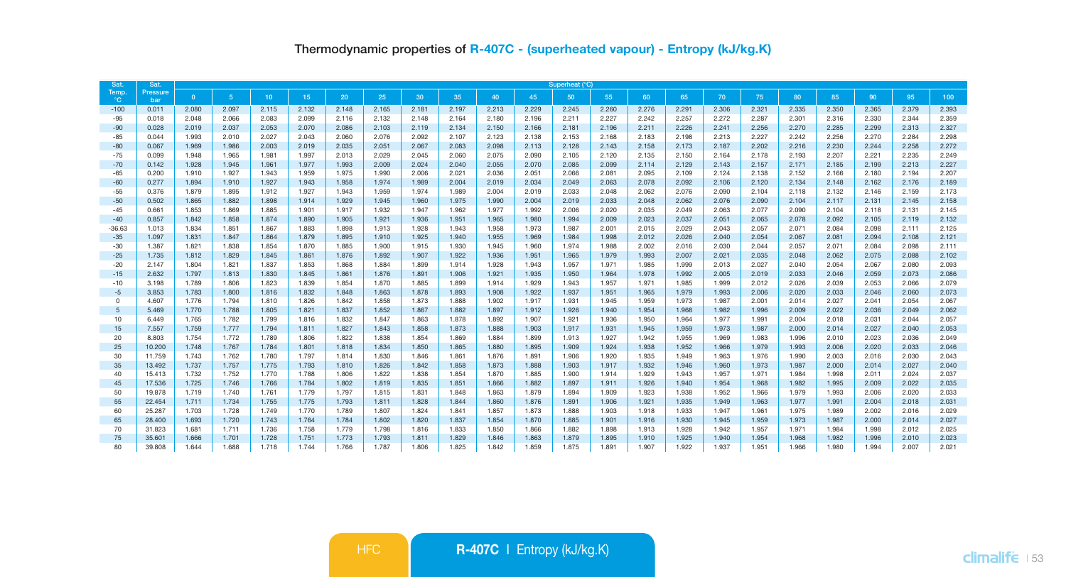## Thermodynamic properties of R-407C - (superheated vapour) - Entropy (kJ/kg.K)

| Sat. Temp. °C | Sat. Pressure bar | Superheated (°C) | | | | | | | | | | | | | | | | | | | | |
|---|---|---|---|---|---|---|---|---|---|---|---|---|---|---|---|---|---|---|---|---|---|---|
| | | 0 | 5 | 10 | 15 | 20 | 25 | 30 | 35 | 40 | 45 | 50 | 55 | 60 | 65 | 70 | 75 | 80 | 85 | 90 | 95 | 100 |
| -100 | 0.011 | 2.080 | 2.097 | 2.115 | 2.132 | 2.148 | 2.165 | 2.181 | 2.197 | 2.213 | 2.229 | 2.245 | 2.260 | 2.276 | 2.291 | 2.306 | 2.321 | 2.335 | 2.350 | 2.365 | 2.379 | 2.393 |
| -95 | 0.018 | 2.048 | 2.066 | 2.083 | 2.099 | 2.116 | 2.132 | 2.148 | 2.164 | 2.180 | 2.196 | 2.211 | 2.227 | 2.242 | 2.257 | 2.272 | 2.287 | 2.301 | 2.316 | 2.330 | 2.344 | 2.359 |
| -90 | 0.028 | 2.019 | 2.037 | 2.053 | 2.070 | 2.086 | 2.103 | 2.119 | 2.134 | 2.150 | 2.166 | 2.181 | 2.196 | 2.211 | 2.226 | 2.241 | 2.256 | 2.270 | 2.285 | 2.299 | 2.313 | 2.327 |
| -85 | 0.044 | 1.993 | 2.010 | 2.027 | 2.043 | 2.060 | 2.076 | 2.092 | 2.107 | 2.123 | 2.138 | 2.153 | 2.168 | 2.183 | 2.198 | 2.213 | 2.227 | 2.242 | 2.256 | 2.270 | 2.284 | 2.298 |
| -80 | 0.067 | 1.969 | 1.986 | 2.003 | 2.019 | 2.035 | 2.051 | 2.067 | 2.083 | 2.098 | 2.113 | 2.128 | 2.143 | 2.158 | 2.173 | 2.187 | 2.202 | 2.216 | 2.230 | 2.244 | 2.258 | 2.272 |
| -75 | 0.099 | 1.948 | 1.965 | 1.981 | 1.997 | 2.013 | 2.029 | 2.045 | 2.060 | 2.075 | 2.090 | 2.105 | 2.120 | 2.135 | 2.150 | 2.164 | 2.178 | 2.193 | 2.207 | 2.221 | 2.235 | 2.249 |
| -70 | 0.142 | 1.928 | 1.945 | 1.961 | 1.977 | 1.993 | 2.009 | 2.024 | 2.040 | 2.055 | 2.070 | 2.085 | 2.099 | 2.114 | 2.129 | 2.143 | 2.157 | 2.171 | 2.185 | 2.199 | 2.213 | 2.227 |
| -65 | 0.200 | 1.910 | 1.927 | 1.943 | 1.959 | 1.975 | 1.990 | 2.006 | 2.021 | 2.036 | 2.051 | 2.066 | 2.081 | 2.095 | 2.109 | 2.124 | 2.138 | 2.152 | 2.166 | 2.180 | 2.194 | 2.207 |
| -60 | 0.277 | 1.894 | 1.910 | 1.927 | 1.943 | 1.958 | 1.974 | 1.989 | 2.004 | 2.019 | 2.034 | 2.049 | 2.063 | 2.078 | 2.092 | 2.106 | 2.120 | 2.134 | 2.148 | 2.162 | 2.176 | 2.189 |
| -55 | 0.376 | 1.879 | 1.895 | 1.912 | 1.927 | 1.943 | 1.959 | 1.974 | 1.989 | 2.004 | 2.019 | 2.033 | 2.048 | 2.062 | 2.076 | 2.090 | 2.104 | 2.118 | 2.132 | 2.146 | 2.159 | 2.173 |
| -50 | 0.502 | 1.865 | 1.882 | 1.898 | 1.914 | 1.929 | 1.945 | 1.960 | 1.975 | 1.990 | 2.004 | 2.019 | 2.033 | 2.048 | 2.062 | 2.076 | 2.090 | 2.104 | 2.117 | 2.131 | 2.145 | 2.158 |
| -45 | 0.661 | 1.853 | 1.869 | 1.885 | 1.901 | 1.917 | 1.932 | 1.947 | 1.962 | 1.977 | 1.992 | 2.006 | 2.020 | 2.035 | 2.049 | 2.063 | 2.077 | 2.090 | 2.104 | 2.118 | 2.131 | 2.145 |
| -40 | 0.857 | 1.842 | 1.858 | 1.874 | 1.890 | 1.905 | 1.921 | 1.936 | 1.951 | 1.965 | 1.980 | 1.994 | 2.009 | 2.023 | 2.037 | 2.051 | 2.065 | 2.078 | 2.092 | 2.105 | 2.119 | 2.132 |
| -36.63 | 1.013 | 1.834 | 1.851 | 1.867 | 1.883 | 1.898 | 1.913 | 1.928 | 1.943 | 1.958 | 1.973 | 1.987 | 2.001 | 2.015 | 2.029 | 2.043 | 2.057 | 2.071 | 2.084 | 2.098 | 2.111 | 2.125 |
| -35 | 1.097 | 1.831 | 1.847 | 1.864 | 1.879 | 1.895 | 1.910 | 1.925 | 1.940 | 1.955 | 1.969 | 1.984 | 1.998 | 2.012 | 2.026 | 2.040 | 2.054 | 2.067 | 2.081 | 2.094 | 2.108 | 2.121 |
| -30 | 1.387 | 1.821 | 1.838 | 1.854 | 1.870 | 1.885 | 1.900 | 1.915 | 1.930 | 1.945 | 1.960 | 1.974 | 1.988 | 2.002 | 2.016 | 2.030 | 2.044 | 2.057 | 2.071 | 2.084 | 2.098 | 2.111 |
| -25 | 1.735 | 1.812 | 1.829 | 1.845 | 1.861 | 1.876 | 1.892 | 1.907 | 1.922 | 1.936 | 1.951 | 1.965 | 1.979 | 1.993 | 2.007 | 2.021 | 2.035 | 2.048 | 2.062 | 2.075 | 2.088 | 2.102 |
| -20 | 2.147 | 1.804 | 1.821 | 1.837 | 1.853 | 1.868 | 1.884 | 1.899 | 1.914 | 1.928 | 1.943 | 1.957 | 1.971 | 1.985 | 1.999 | 2.013 | 2.027 | 2.040 | 2.054 | 2.067 | 2.080 | 2.093 |
| -15 | 2.632 | 1.797 | 1.813 | 1.830 | 1.845 | 1.861 | 1.876 | 1.891 | 1.906 | 1.921 | 1.935 | 1.950 | 1.964 | 1.978 | 1.992 | 2.005 | 2.019 | 2.033 | 2.046 | 2.059 | 2.073 | 2.086 |
| -10 | 3.198 | 1.789 | 1.806 | 1.823 | 1.839 | 1.854 | 1.870 | 1.885 | 1.899 | 1.914 | 1.929 | 1.943 | 1.957 | 1.971 | 1.985 | 1.999 | 2.012 | 2.026 | 2.039 | 2.053 | 2.066 | 2.079 |
| -5 | 3.853 | 1.783 | 1.800 | 1.816 | 1.832 | 1.848 | 1.863 | 1.878 | 1.893 | 1.908 | 1.922 | 1.937 | 1.951 | 1.965 | 1.979 | 1.993 | 2.006 | 2.020 | 2.033 | 2.046 | 2.060 | 2.073 |
| 0 | 4.607 | 1.776 | 1.794 | 1.810 | 1.826 | 1.842 | 1.858 | 1.873 | 1.888 | 1.902 | 1.917 | 1.931 | 1.945 | 1.959 | 1.973 | 1.987 | 2.001 | 2.014 | 2.027 | 2.041 | 2.054 | 2.067 |
| 5 | 5.469 | 1.770 | 1.788 | 1.805 | 1.821 | 1.837 | 1.852 | 1.867 | 1.882 | 1.897 | 1.912 | 1.926 | 1.940 | 1.954 | 1.968 | 1.982 | 1.996 | 2.009 | 2.022 | 2.036 | 2.049 | 2.062 |
| 10 | 6.449 | 1.765 | 1.782 | 1.799 | 1.816 | 1.832 | 1.847 | 1.863 | 1.878 | 1.892 | 1.907 | 1.921 | 1.936 | 1.950 | 1.964 | 1.977 | 1.991 | 2.004 | 2.018 | 2.031 | 2.044 | 2.057 |
| 15 | 7.557 | 1.759 | 1.777 | 1.794 | 1.811 | 1.827 | 1.843 | 1.858 | 1.873 | 1.888 | 1.903 | 1.917 | 1.931 | 1.945 | 1.959 | 1.973 | 1.987 | 2.000 | 2.014 | 2.027 | 2.040 | 2.053 |
| 20 | 8.803 | 1.754 | 1.772 | 1.789 | 1.806 | 1.822 | 1.838 | 1.854 | 1.869 | 1.884 | 1.899 | 1.913 | 1.927 | 1.942 | 1.955 | 1.969 | 1.983 | 1.996 | 2.010 | 2.023 | 2.036 | 2.049 |
| 25 | 10.200 | 1.748 | 1.767 | 1.784 | 1.801 | 1.818 | 1.834 | 1.850 | 1.865 | 1.880 | 1.895 | 1.909 | 1.924 | 1.938 | 1.952 | 1.966 | 1.979 | 1.993 | 2.006 | 2.020 | 2.033 | 2.046 |
| 30 | 11.759 | 1.743 | 1.762 | 1.780 | 1.797 | 1.814 | 1.830 | 1.846 | 1.861 | 1.876 | 1.891 | 1.906 | 1.920 | 1.935 | 1.949 | 1.963 | 1.976 | 1.990 | 2.003 | 2.016 | 2.030 | 2.043 |
| 35 | 13.492 | 1.737 | 1.757 | 1.775 | 1.793 | 1.810 | 1.826 | 1.842 | 1.858 | 1.873 | 1.888 | 1.903 | 1.917 | 1.932 | 1.946 | 1.960 | 1.973 | 1.987 | 2.000 | 2.014 | 2.027 | 2.040 |
| 40 | 15.413 | 1.732 | 1.752 | 1.770 | 1.788 | 1.806 | 1.822 | 1.838 | 1.854 | 1.870 | 1.885 | 1.900 | 1.914 | 1.929 | 1.943 | 1.957 | 1.971 | 1.984 | 1.998 | 2.011 | 2.024 | 2.037 |
| 45 | 17.536 | 1.725 | 1.746 | 1.766 | 1.784 | 1.802 | 1.819 | 1.835 | 1.851 | 1.866 | 1.882 | 1.897 | 1.911 | 1.926 | 1.940 | 1.954 | 1.968 | 1.982 | 1.995 | 2.009 | 2.022 | 2.035 |
| 50 | 19.878 | 1.719 | 1.740 | 1.761 | 1.779 | 1.797 | 1.815 | 1.831 | 1.848 | 1.863 | 1.879 | 1.894 | 1.909 | 1.923 | 1.938 | 1.952 | 1.966 | 1.979 | 1.993 | 2.006 | 2.020 | 2.033 |
| 55 | 22.454 | 1.711 | 1.734 | 1.755 | 1.775 | 1.793 | 1.811 | 1.828 | 1.844 | 1.860 | 1.876 | 1.891 | 1.906 | 1.921 | 1.935 | 1.949 | 1.963 | 1.977 | 1.991 | 2.004 | 2.018 | 2.031 |
| 60 | 25.287 | 1.703 | 1.728 | 1.749 | 1.770 | 1.789 | 1.807 | 1.824 | 1.841 | 1.857 | 1.873 | 1.888 | 1.903 | 1.918 | 1.933 | 1.947 | 1.961 | 1.975 | 1.989 | 2.002 | 2.016 | 2.029 |
| 65 | 28.400 | 1.693 | 1.720 | 1.743 | 1.764 | 1.784 | 1.802 | 1.820 | 1.837 | 1.854 | 1.870 | 1.885 | 1.901 | 1.916 | 1.930 | 1.945 | 1.959 | 1.973 | 1.987 | 2.000 | 2.014 | 2.027 |
| 70 | 31.823 | 1.681 | 1.711 | 1.736 | 1.758 | 1.779 | 1.798 | 1.816 | 1.833 | 1.850 | 1.866 | 1.882 | 1.898 | 1.913 | 1.928 | 1.942 | 1.957 | 1.971 | 1.984 | 1.998 | 2.012 | 2.025 |
| 75 | 35.601 | 1.666 | 1.701 | 1.728 | 1.751 | 1.773 | 1.793 | 1.811 | 1.829 | 1.846 | 1.863 | 1.879 | 1.895 | 1.910 | 1.925 | 1.940 | 1.954 | 1.968 | 1.982 | 1.996 | 2.010 | 2.023 |
| 80 | 39.808 | 1.644 | 1.688 | 1.718 | 1.744 | 1.766 | 1.787 | 1.806 | 1.825 | 1.842 | 1.859 | 1.875 | 1.891 | 1.907 | 1.922 | 1.937 | 1.951 | 1.966 | 1.980 | 1.994 | 2.007 | 2.021 |

HFC

**R-407C** | Entropy (kJ/kg.K)